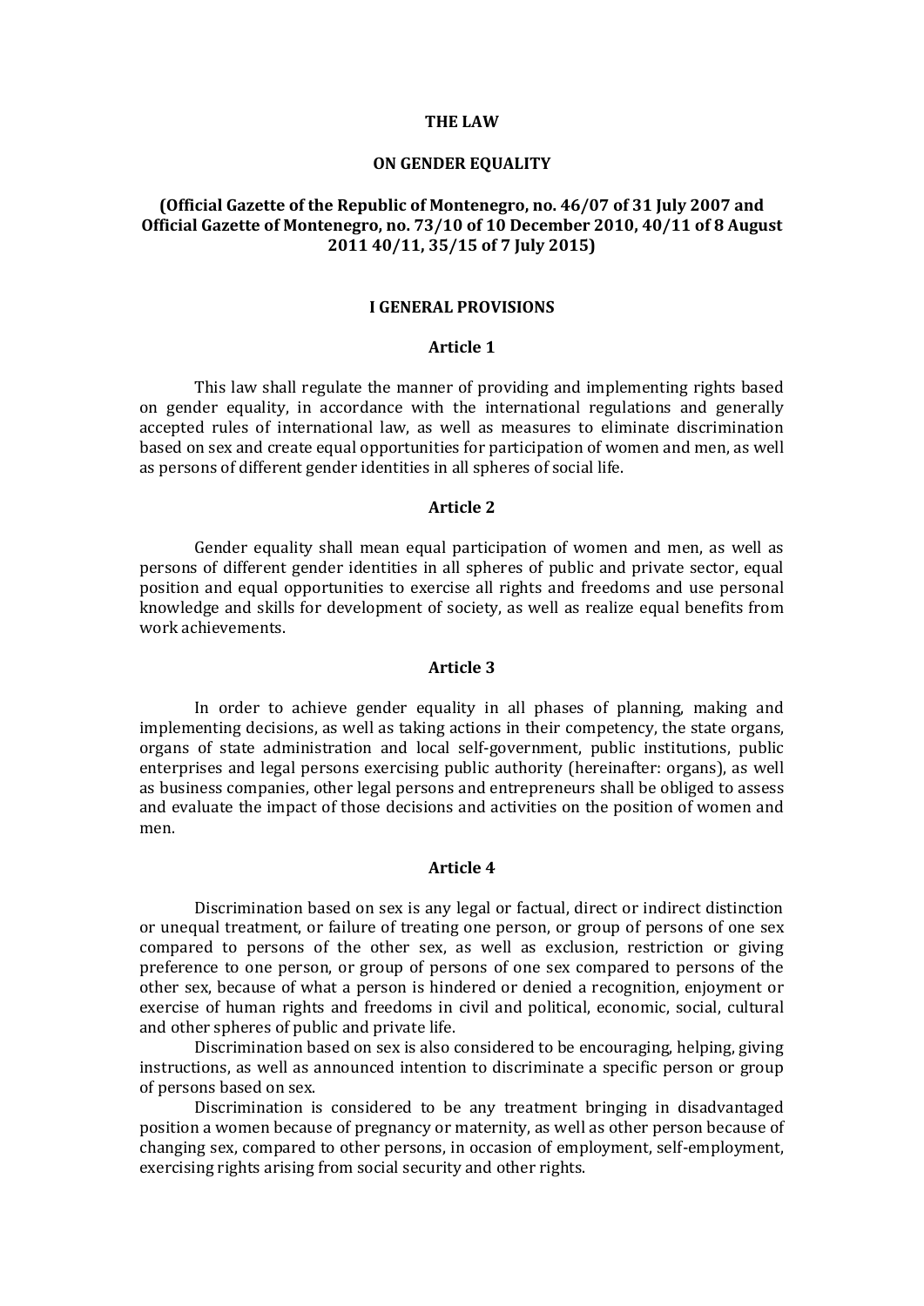# THE LAW

# ON GENDER EQUALITY

**(Official Gazette of the Republic of Montenegro, no. 46/07 of 31 July 2007 and Official Gazette of Montenegro, no. 73/10 of 10 December 2010, 40/11 of 8 August 2011 40/11, 35/15 of 7 July 2015)**

## I GENERAL PROVISIONS

### Article 1

This law shall regulate the manner of providing and implementing rights based on gender equality, in accordance with the international regulations and generally accepted rules of international law, as well as measures to eliminate discrimination based on sex and create equal opportunities for participation of women and men, as well as persons of different gender identities in all spheres of social life.

### Article 2

Gender equality shall mean equal participation of women and men, as well as persons of different gender identities in all spheres of public and private sector, equal position and equal opportunities to exercise all rights and freedoms and use personal knowledge and skills for development of society, as well as realize equal benefits from work achievements.

### Article 3

In order to achieve gender equality in all phases of planning, making and implementing decisions, as well as taking actions in their competency, the state organs, organs of state administration and local self-government, public institutions, public enterprises and legal persons exercising public authority (hereinafter: organs), as well as business companies, other legal persons and entrepreneurs shall be obliged to assess and evaluate the impact of those decisions and activities on the position of women and men.

### Article 4

Discrimination based on sex is any legal or factual, direct or indirect distinction or unequal treatment, or failure of treating one person, or group of persons of one sex compared to persons of the other sex, as well as exclusion, restriction or giving preference to one person, or group of persons of one sex compared to persons of the other sex, because of what a person is hindered or denied a recognition, enjoyment or exercise of human rights and freedoms in civil and political, economic, social, cultural and other spheres of public and private life.

Discrimination based on sex is also considered to be encouraging, helping, giving instructions, as well as announced intention to discriminate a specific person or group of persons based on sex.

Discrimination is considered to be any treatment bringing in disadvantaged position a women because of pregnancy or maternity, as well as other person because of changing sex, compared to other persons, in occasion of employment, self-employment, exercising rights arising from social security and other rights.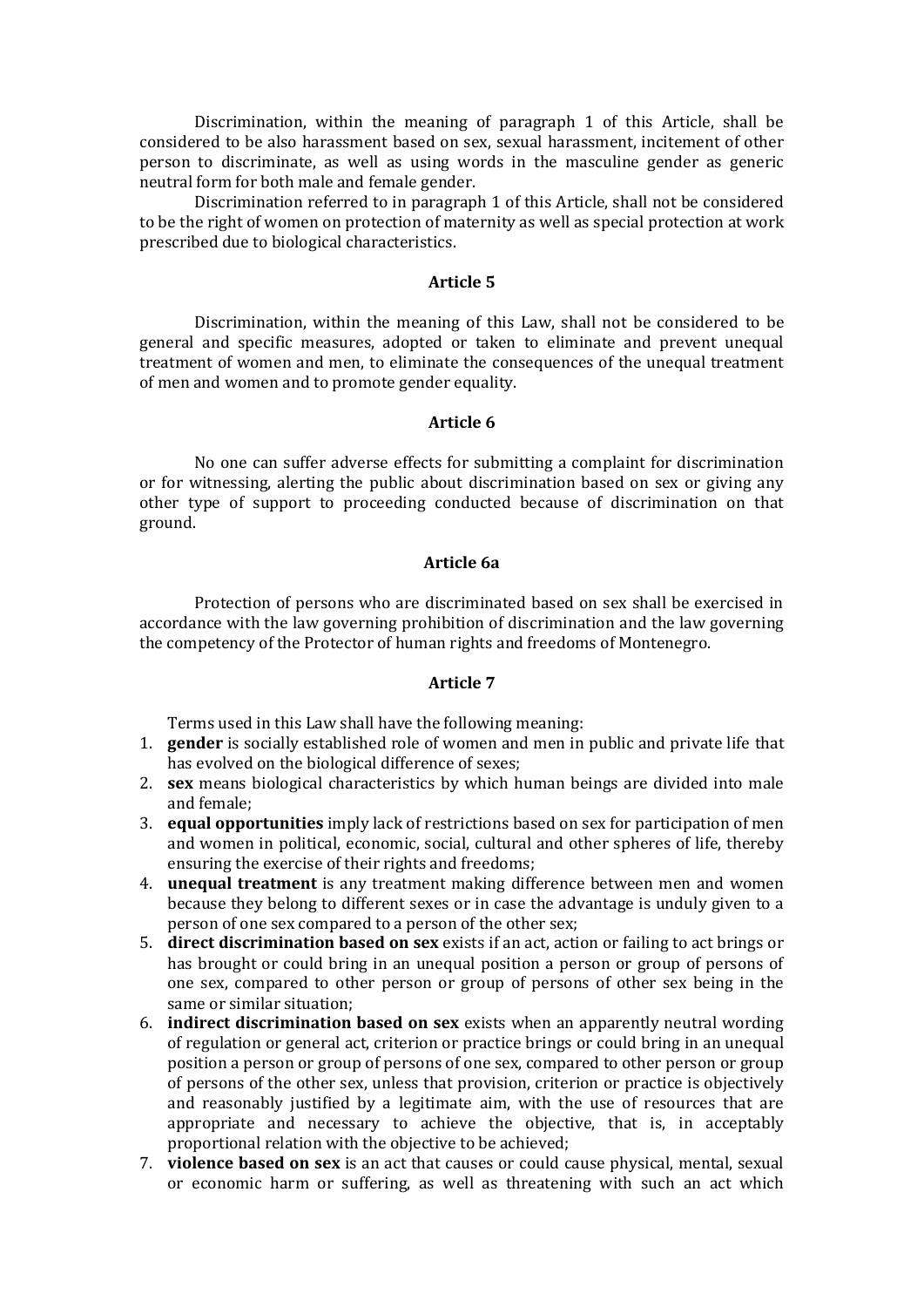Discrimination, within the meaning of paragraph 1 of this Article, shall be considered to be also harassment based on sex, sexual harassment, incitement of other person to discriminate, as well as using words in the masculine gender as generic neutral form for both male and female gender.

Discrimination referred to in paragraph 1 of this Article, shall not be considered to be the right of women on protection of maternity as well as special protection at work prescribed due to biological characteristics.

### Article 5

Discrimination, within the meaning of this Law, shall not be considered to be general and specific measures, adopted or taken to eliminate and prevent unequal treatment of women and men, to eliminate the consequences of the unequal treatment of men and women and to promote gender equality.

### Article 6

No one can suffer adverse effects for submitting a complaint for discrimination or for witnessing, alerting the public about discrimination based on sex or giving any other type of support to proceeding conducted because of discrimination on that ground.

### Article 6a

Protection of persons who are discriminated based on sex shall be exercised in accordance with the law governing prohibition of discrimination and the law governing the competency of the Protector of human rights and freedoms of Montenegro.

### Article 7

Terms used in this Law shall have the following meaning:

1. **gender** is socially established role of women and men in public and private life that has evolved on the biological difference of sexes;
2. **sex** means biological characteristics by which human beings are divided into male and female;
3. **equal opportunities** imply lack of restrictions based on sex for participation of men and women in political, economic, social, cultural and other spheres of life, thereby ensuring the exercise of their rights and freedoms;
4. **unequal treatment** is any treatment making difference between men and women because they belong to different sexes or in case the advantage is unduly given to a person of one sex compared to a person of the other sex;
5. **direct discrimination based on sex** exists if an act, action or failing to act brings or has brought or could bring in an unequal position a person or group of persons of one sex, compared to other person or group of persons of other sex being in the same or similar situation;
6. **indirect discrimination based on sex** exists when an apparently neutral wording of regulation or general act, criterion or practice brings or could bring in an unequal position a person or group of persons of one sex, compared to other person or group of persons of the other sex, unless that provision, criterion or practice is objectively and reasonably justified by a legitimate aim, with the use of resources that are appropriate and necessary to achieve the objective, that is, in acceptably proportional relation with the objective to be achieved;
7. **violence based on sex** is an act that causes or could cause physical, mental, sexual or economic harm or suffering, as well as threatening with such an act which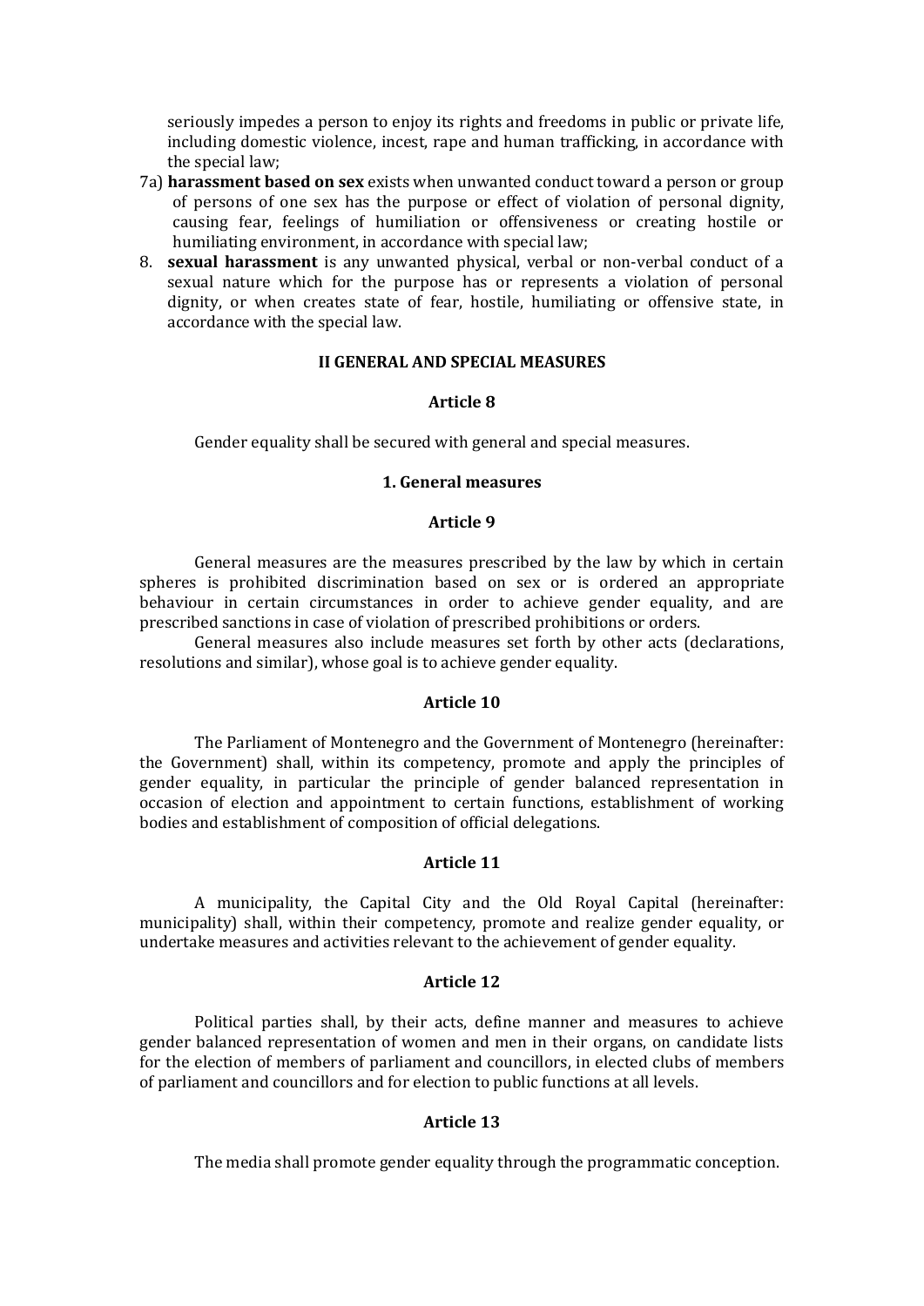seriously impedes a person to enjoy its rights and freedoms in public or private life, including domestic violence, incest, rape and human trafficking, in accordance with the special law;

7a) **harassment based on sex** exists when unwanted conduct toward a person or group of persons of one sex has the purpose or effect of violation of personal dignity, causing fear, feelings of humiliation or offensiveness or creating hostile or humiliating environment, in accordance with special law;

8. **sexual harassment** is any unwanted physical, verbal or non-verbal conduct of a sexual nature which for the purpose has or represents a violation of personal dignity, or when creates state of fear, hostile, humiliating or offensive state, in accordance with the special law.

## II GENERAL AND SPECIAL MEASURES

### Article 8

Gender equality shall be secured with general and special measures.

### 1. General measures

### Article 9

General measures are the measures prescribed by the law by which in certain spheres is prohibited discrimination based on sex or is ordered an appropriate behaviour in certain circumstances in order to achieve gender equality, and are prescribed sanctions in case of violation of prescribed prohibitions or orders.

General measures also include measures set forth by other acts (declarations, resolutions and similar), whose goal is to achieve gender equality.

### Article 10

The Parliament of Montenegro and the Government of Montenegro (hereinafter: the Government) shall, within its competency, promote and apply the principles of gender equality, in particular the principle of gender balanced representation in occasion of election and appointment to certain functions, establishment of working bodies and establishment of composition of official delegations.

### Article 11

A municipality, the Capital City and the Old Royal Capital (hereinafter: municipality) shall, within their competency, promote and realize gender equality, or undertake measures and activities relevant to the achievement of gender equality.

### Article 12

Political parties shall, by their acts, define manner and measures to achieve gender balanced representation of women and men in their organs, on candidate lists for the election of members of parliament and councillors, in elected clubs of members of parliament and councillors and for election to public functions at all levels.

### Article 13

The media shall promote gender equality through the programmatic conception.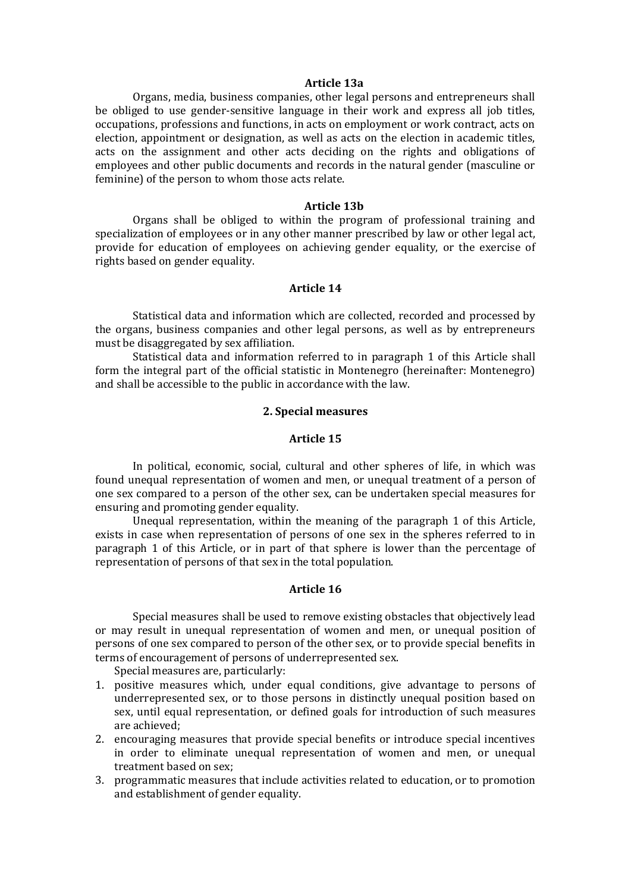### Article 13a

Organs, media, business companies, other legal persons and entrepreneurs shall be obliged to use gender-sensitive language in their work and express all job titles, occupations, professions and functions, in acts on employment or work contract, acts on election, appointment or designation, as well as acts on the election in academic titles, acts on the assignment and other acts deciding on the rights and obligations of employees and other public documents and records in the natural gender (masculine or feminine) of the person to whom those acts relate.

### Article 13b

Organs shall be obliged to within the program of professional training and specialization of employees or in any other manner prescribed by law or other legal act, provide for education of employees on achieving gender equality, or the exercise of rights based on gender equality.

### Article 14

Statistical data and information which are collected, recorded and processed by the organs, business companies and other legal persons, as well as by entrepreneurs must be disaggregated by sex affiliation.

Statistical data and information referred to in paragraph 1 of this Article shall form the integral part of the official statistic in Montenegro (hereinafter: Montenegro) and shall be accessible to the public in accordance with the law.

## 2. Special measures

### Article 15

In political, economic, social, cultural and other spheres of life, in which was found unequal representation of women and men, or unequal treatment of a person of one sex compared to a person of the other sex, can be undertaken special measures for ensuring and promoting gender equality.

Unequal representation, within the meaning of the paragraph 1 of this Article, exists in case when representation of persons of one sex in the spheres referred to in paragraph 1 of this Article, or in part of that sphere is lower than the percentage of representation of persons of that sex in the total population.

### Article 16

Special measures shall be used to remove existing obstacles that objectively lead or may result in unequal representation of women and men, or unequal position of persons of one sex compared to person of the other sex, or to provide special benefits in terms of encouragement of persons of underrepresented sex.

Special measures are, particularly:

1. positive measures which, under equal conditions, give advantage to persons of underrepresented sex, or to those persons in distinctly unequal position based on sex, until equal representation, or defined goals for introduction of such measures are achieved;
2. encouraging measures that provide special benefits or introduce special incentives in order to eliminate unequal representation of women and men, or unequal treatment based on sex;
3. programmatic measures that include activities related to education, or to promotion and establishment of gender equality.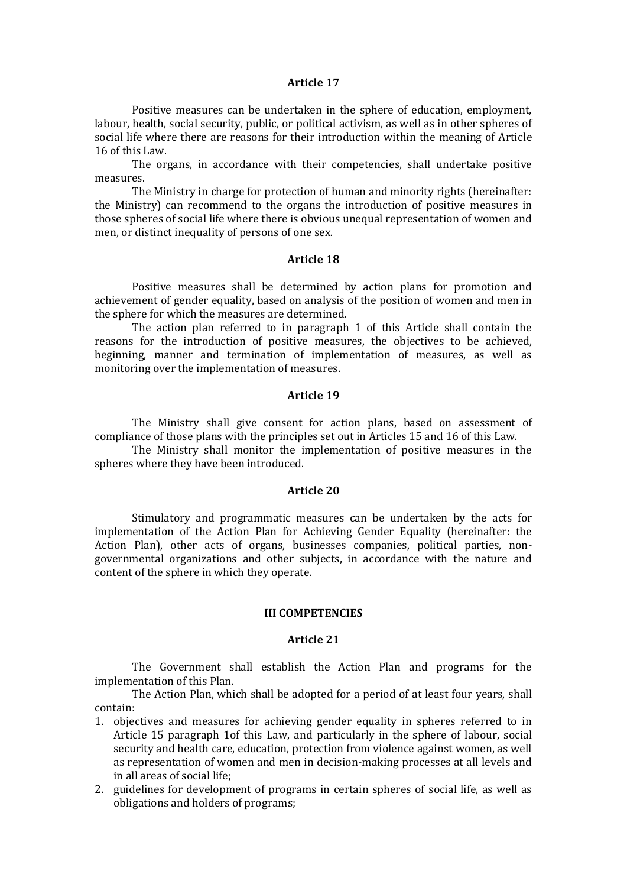### Article 17

Positive measures can be undertaken in the sphere of education, employment, labour, health, social security, public, or political activism, as well as in other spheres of social life where there are reasons for their introduction within the meaning of Article 16 of this Law.

The organs, in accordance with their competencies, shall undertake positive measures.

The Ministry in charge for protection of human and minority rights (hereinafter: the Ministry) can recommend to the organs the introduction of positive measures in those spheres of social life where there is obvious unequal representation of women and men, or distinct inequality of persons of one sex.

### Article 18

Positive measures shall be determined by action plans for promotion and achievement of gender equality, based on analysis of the position of women and men in the sphere for which the measures are determined.

The action plan referred to in paragraph 1 of this Article shall contain the reasons for the introduction of positive measures, the objectives to be achieved, beginning, manner and termination of implementation of measures, as well as monitoring over the implementation of measures.

### Article 19

The Ministry shall give consent for action plans, based on assessment of compliance of those plans with the principles set out in Articles 15 and 16 of this Law.

The Ministry shall monitor the implementation of positive measures in the spheres where they have been introduced.

### Article 20

Stimulatory and programmatic measures can be undertaken by the acts for implementation of the Action Plan for Achieving Gender Equality (hereinafter: the Action Plan), other acts of organs, businesses companies, political parties, non-governmental organizations and other subjects, in accordance with the nature and content of the sphere in which they operate.

## III COMPETENCIES

### Article 21

The Government shall establish the Action Plan and programs for the implementation of this Plan.

The Action Plan, which shall be adopted for a period of at least four years, shall contain:

1. objectives and measures for achieving gender equality in spheres referred to in Article 15 paragraph 1of this Law, and particularly in the sphere of labour, social security and health care, education, protection from violence against women, as well as representation of women and men in decision-making processes at all levels and in all areas of social life;
2. guidelines for development of programs in certain spheres of social life, as well as obligations and holders of programs;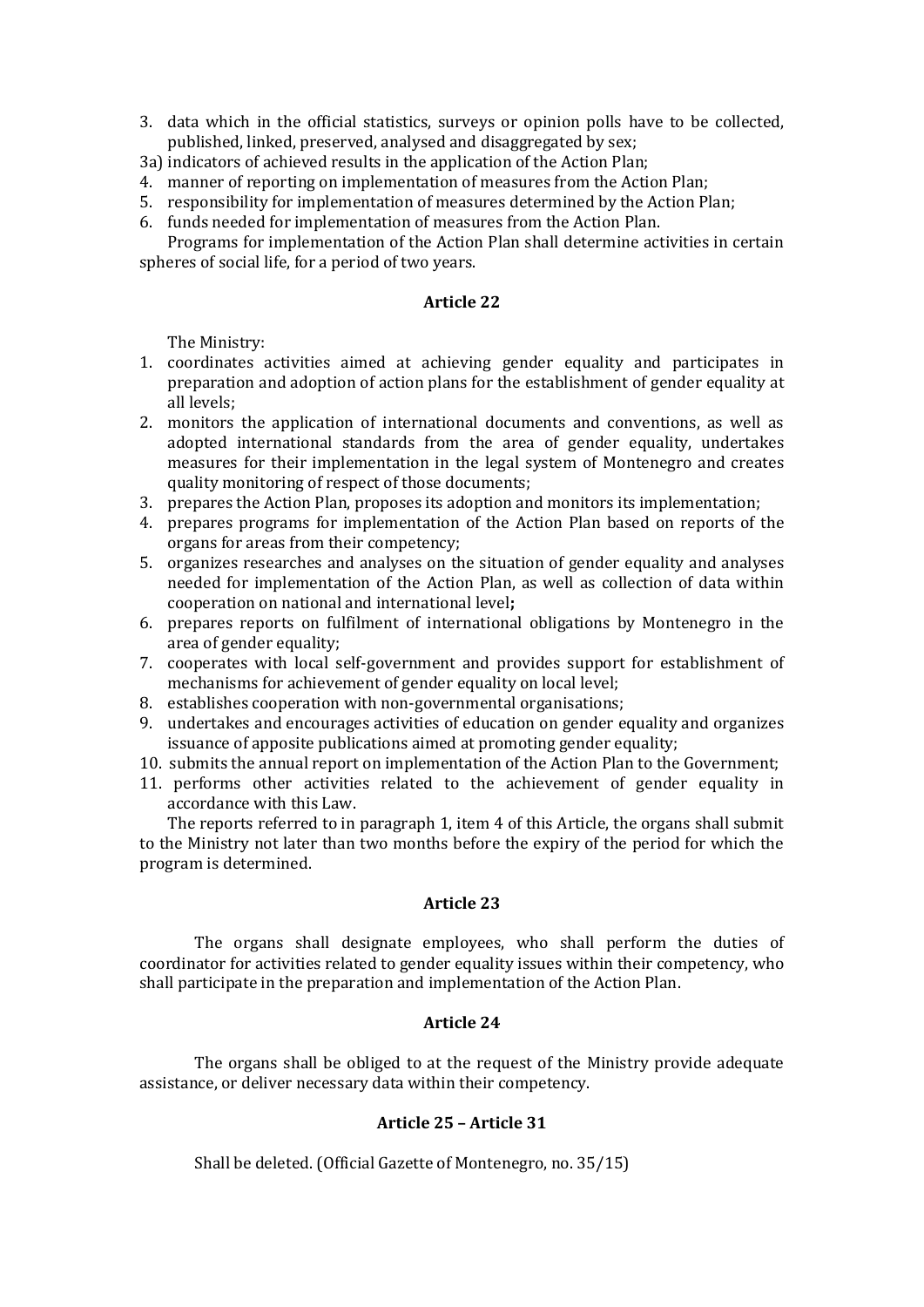3. data which in the official statistics, surveys or opinion polls have to be collected, published, linked, preserved, analysed and disaggregated by sex;

3a) indicators of achieved results in the application of the Action Plan;

4. manner of reporting on implementation of measures from the Action Plan;
5. responsibility for implementation of measures determined by the Action Plan;
6. funds needed for implementation of measures from the Action Plan.

Programs for implementation of the Action Plan shall determine activities in certain spheres of social life, for a period of two years.

#### Article 22

The Ministry:

1. coordinates activities aimed at achieving gender equality and participates in preparation and adoption of action plans for the establishment of gender equality at all levels;
2. monitors the application of international documents and conventions, as well as adopted international standards from the area of gender equality, undertakes measures for their implementation in the legal system of Montenegro and creates quality monitoring of respect of those documents;
3. prepares the Action Plan, proposes its adoption and monitors its implementation;
4. prepares programs for implementation of the Action Plan based on reports of the organs for areas from their competency;
5. organizes researches and analyses on the situation of gender equality and analyses needed for implementation of the Action Plan, as well as collection of data within cooperation on national and international level**;**
6. prepares reports on fulfilment of international obligations by Montenegro in the area of gender equality;
7. cooperates with local self-government and provides support for establishment of mechanisms for achievement of gender equality on local level;
8. establishes cooperation with non-governmental organisations;
9. undertakes and encourages activities of education on gender equality and organizes issuance of apposite publications aimed at promoting gender equality;
10. submits the annual report on implementation of the Action Plan to the Government;
11. performs other activities related to the achievement of gender equality in accordance with this Law.

The reports referred to in paragraph 1, item 4 of this Article, the organs shall submit to the Ministry not later than two months before the expiry of the period for which the program is determined.

#### Article 23

The organs shall designate employees, who shall perform the duties of coordinator for activities related to gender equality issues within their competency, who shall participate in the preparation and implementation of the Action Plan.

#### Article 24

The organs shall be obliged to at the request of the Ministry provide adequate assistance, or deliver necessary data within their competency.

#### Article 25 – Article 31

Shall be deleted. (Official Gazette of Montenegro, no. 35/15)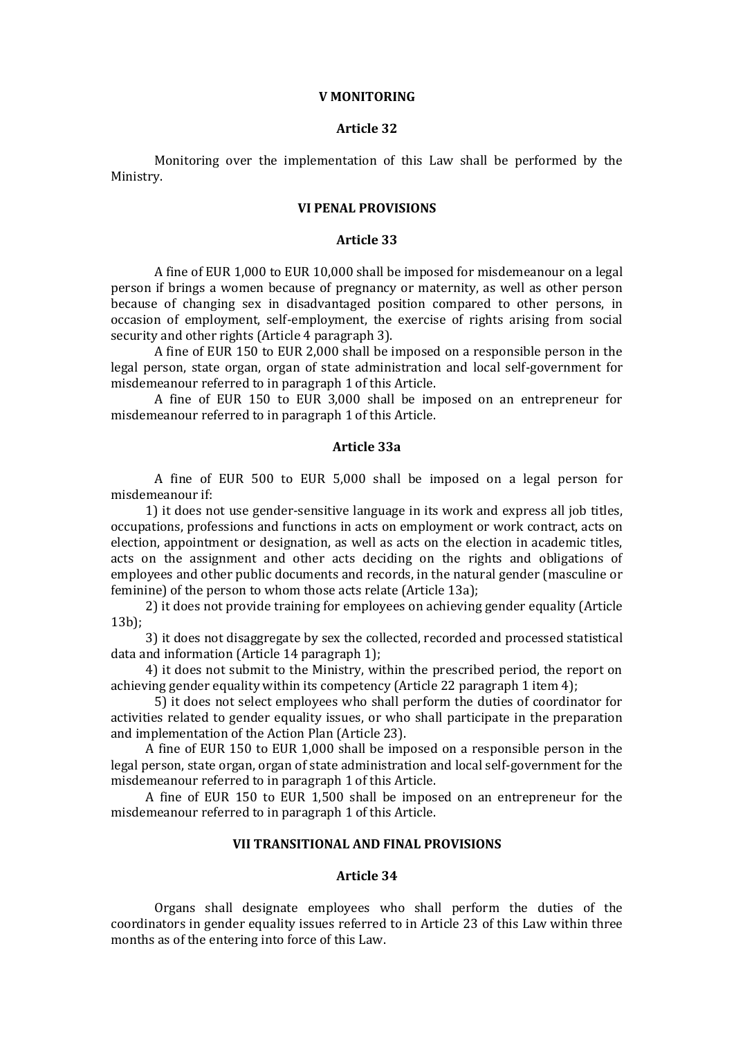## V MONITORING

### Article 32

Monitoring over the implementation of this Law shall be performed by the Ministry.

## VI PENAL PROVISIONS

### Article 33

A fine of EUR 1,000 to EUR 10,000 shall be imposed for misdemeanour on a legal person if brings a women because of pregnancy or maternity, as well as other person because of changing sex in disadvantaged position compared to other persons, in occasion of employment, self-employment, the exercise of rights arising from social security and other rights (Article 4 paragraph 3).

A fine of EUR 150 to EUR 2,000 shall be imposed on a responsible person in the legal person, state organ, organ of state administration and local self-government for misdemeanour referred to in paragraph 1 of this Article.

A fine of EUR 150 to EUR 3,000 shall be imposed on an entrepreneur for misdemeanour referred to in paragraph 1 of this Article.

### Article 33a

A fine of EUR 500 to EUR 5,000 shall be imposed on a legal person for misdemeanour if:

1) it does not use gender-sensitive language in its work and express all job titles, occupations, professions and functions in acts on employment or work contract, acts on election, appointment or designation, as well as acts on the election in academic titles, acts on the assignment and other acts deciding on the rights and obligations of employees and other public documents and records, in the natural gender (masculine or feminine) of the person to whom those acts relate (Article 13a);

2) it does not provide training for employees on achieving gender equality (Article 13b);

3) it does not disaggregate by sex the collected, recorded and processed statistical data and information (Article 14 paragraph 1);

4) it does not submit to the Ministry, within the prescribed period, the report on achieving gender equality within its competency (Article 22 paragraph 1 item 4);

5) it does not select employees who shall perform the duties of coordinator for activities related to gender equality issues, or who shall participate in the preparation and implementation of the Action Plan (Article 23).

A fine of EUR 150 to EUR 1,000 shall be imposed on a responsible person in the legal person, state organ, organ of state administration and local self-government for the misdemeanour referred to in paragraph 1 of this Article.

A fine of EUR 150 to EUR 1,500 shall be imposed on an entrepreneur for the misdemeanour referred to in paragraph 1 of this Article.

## VII TRANSITIONAL AND FINAL PROVISIONS

### Article 34

Organs shall designate employees who shall perform the duties of the coordinators in gender equality issues referred to in Article 23 of this Law within three months as of the entering into force of this Law.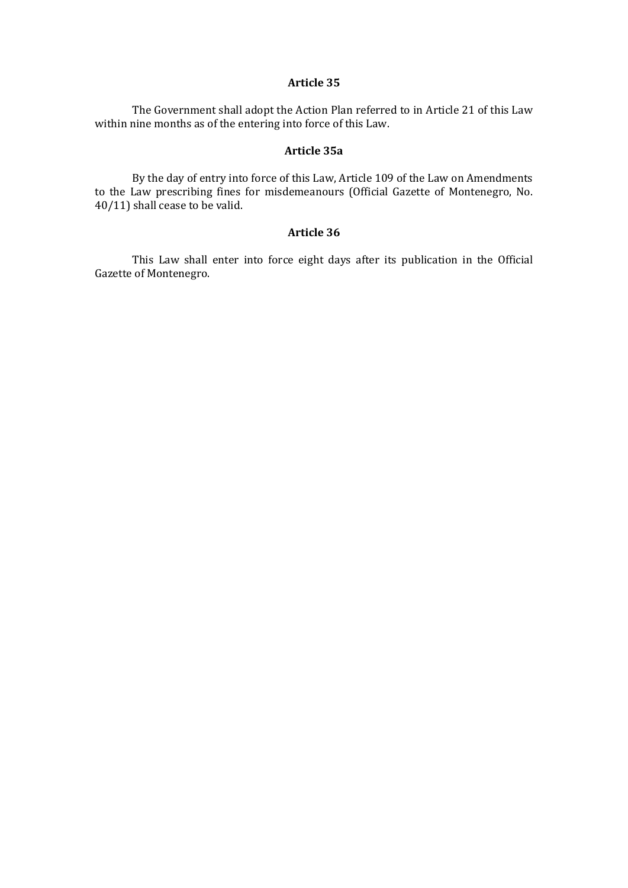### Article 35

The Government shall adopt the Action Plan referred to in Article 21 of this Law within nine months as of the entering into force of this Law.

### Article 35a

By the day of entry into force of this Law, Article 109 of the Law on Amendments to the Law prescribing fines for misdemeanours (Official Gazette of Montenegro, No. 40/11) shall cease to be valid.

### Article 36

This Law shall enter into force eight days after its publication in the Official Gazette of Montenegro.